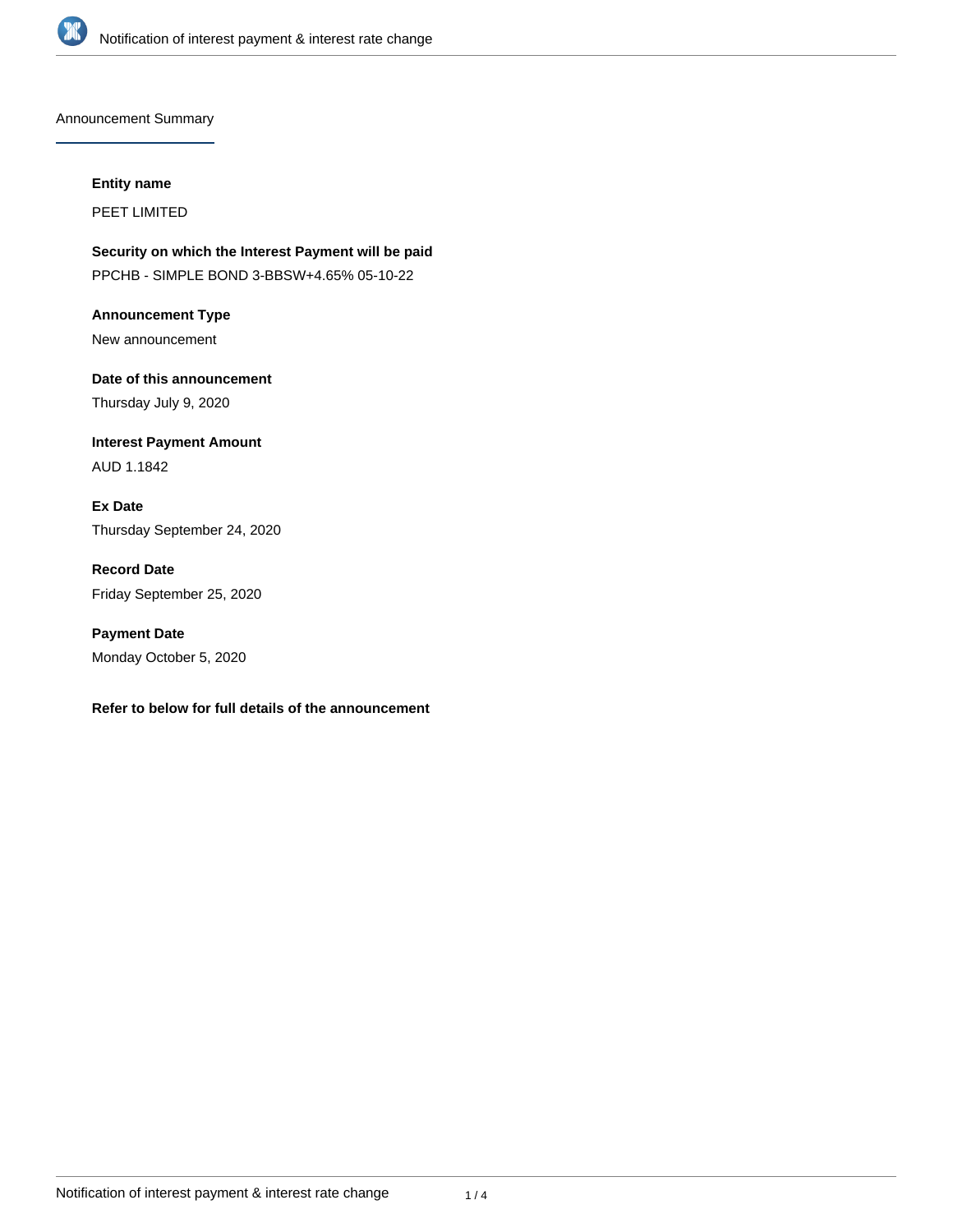## Announcement Summary

**Entity name**

PEET LIMITED

**Security on which the Interest Payment will be paid**

PPCHB - SIMPLE BOND 3-BBSW+4.65% 05-10-22

**Announcement Type**

New announcement

**Date of this announcement**

Thursday July 9, 2020

**Interest Payment Amount**

AUD 1.1842

**Ex Date**

Thursday September 24, 2020

**Record Date**

Friday September 25, 2020

**Payment Date**

Monday October 5, 2020

**Refer to below for full details of the announcement**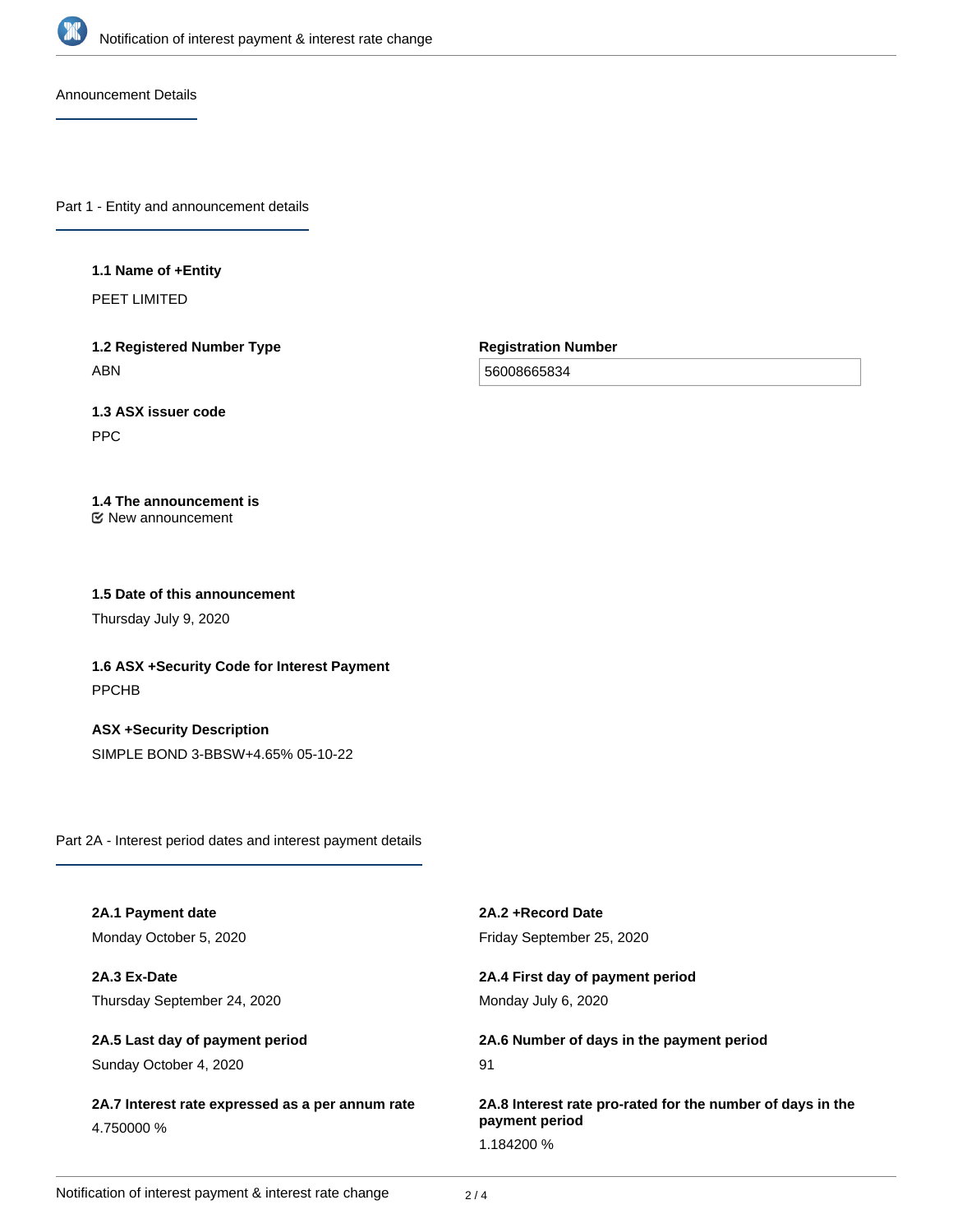## Announcement Details

### Part 1 - Entity and announcement details

**1.1 Name of +Entity**

PEET LIMITED

**1.2 Registered Number Type**

ABN

**Registration Number**

56008665834

**1.3 ASX issuer code**

PPC

**1.4 The announcement is**

New announcement

**1.5 Date of this announcement**

Thursday July 9, 2020

**1.6 ASX +Security Code for Interest Payment**

PPCHB

**ASX +Security Description**

SIMPLE BOND 3-BBSW+4.65% 05-10-22

### Part 2A - Interest period dates and interest payment details

**2A.1 Payment date**

Monday October 5, 2020

**2A.2 +Record Date**

Friday September 25, 2020

**2A.3 Ex-Date**

Thursday September 24, 2020

**2A.4 First day of payment period**

Monday July 6, 2020

**2A.5 Last day of payment period**

Sunday October 4, 2020

**2A.6 Number of days in the payment period**

91

**2A.7 Interest rate expressed as a per annum rate**

4.750000 %

**2A.8 Interest rate pro-rated for the number of days in the payment period**

1.184200 %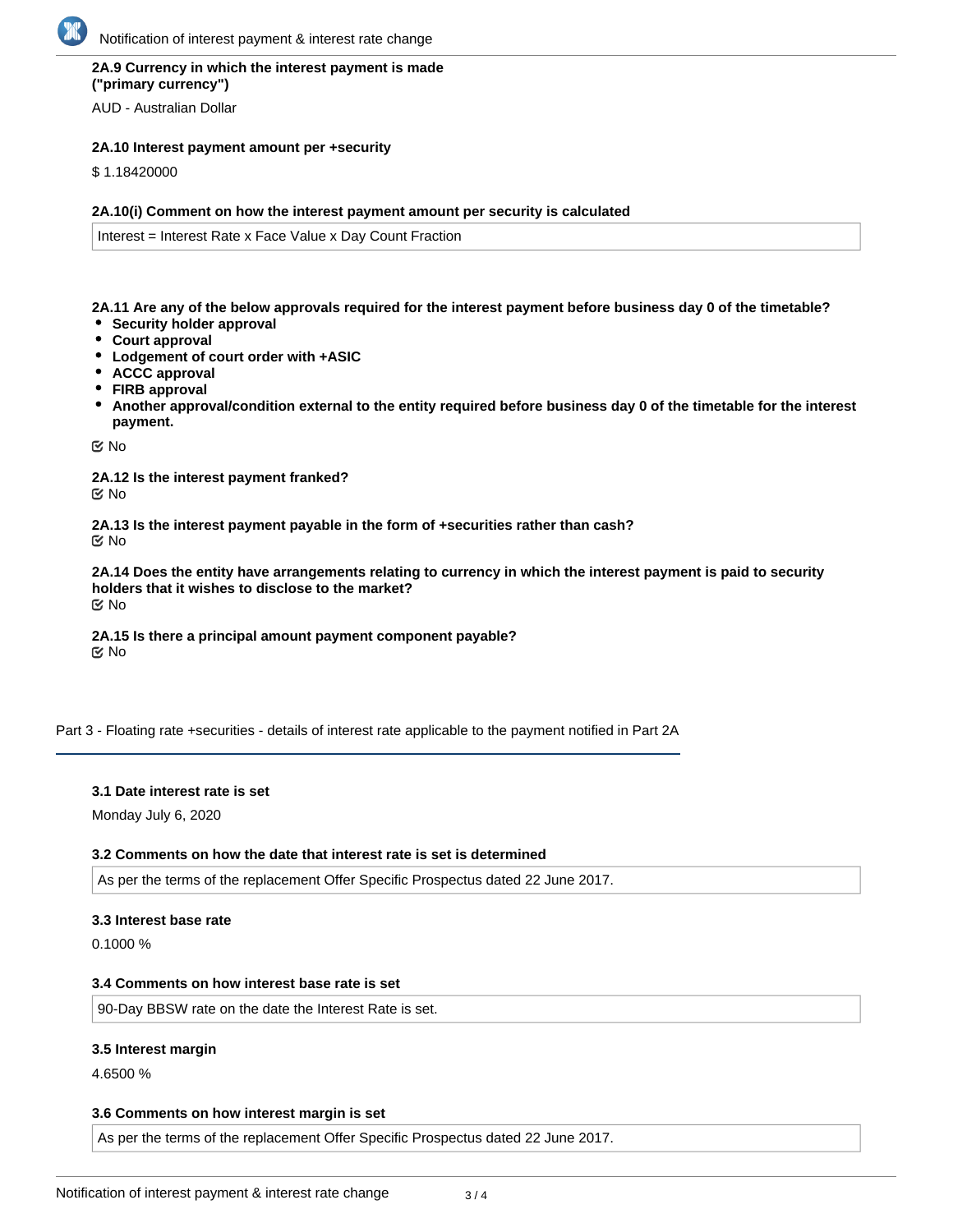**2A.9 Currency in which the interest payment is made ("primary currency")**

AUD - Australian Dollar

**2A.10 Interest payment amount per +security**

$ 1.18420000

**2A.10(i) Comment on how the interest payment amount per security is calculated**

Interest = Interest Rate x Face Value x Day Count Fraction

**2A.11 Are any of the below approvals required for the interest payment before business day 0 of the timetable?**

- **Security holder approval**
- **Court approval**
- **Lodgement of court order with +ASIC**
- **ACCC approval**
- **FIRB approval**
- **Another approval/condition external to the entity required before business day 0 of the timetable for the interest payment.**

No

**2A.12 Is the interest payment franked?**

No

**2A.13 Is the interest payment payable in the form of +securities rather than cash?**

No

**2A.14 Does the entity have arrangements relating to currency in which the interest payment is paid to security holders that it wishes to disclose to the market?**

No

**2A.15 Is there a principal amount payment component payable?**

No

## Part 3 - Floating rate +securities - details of interest rate applicable to the payment notified in Part 2A

**3.1 Date interest rate is set**

Monday July 6, 2020

**3.2 Comments on how the date that interest rate is set is determined**

As per the terms of the replacement Offer Specific Prospectus dated 22 June 2017.

**3.3 Interest base rate**

0.1000 %

**3.4 Comments on how interest base rate is set**

90-Day BBSW rate on the date the Interest Rate is set.

**3.5 Interest margin**

4.6500 %

**3.6 Comments on how interest margin is set**

As per the terms of the replacement Offer Specific Prospectus dated 22 June 2017.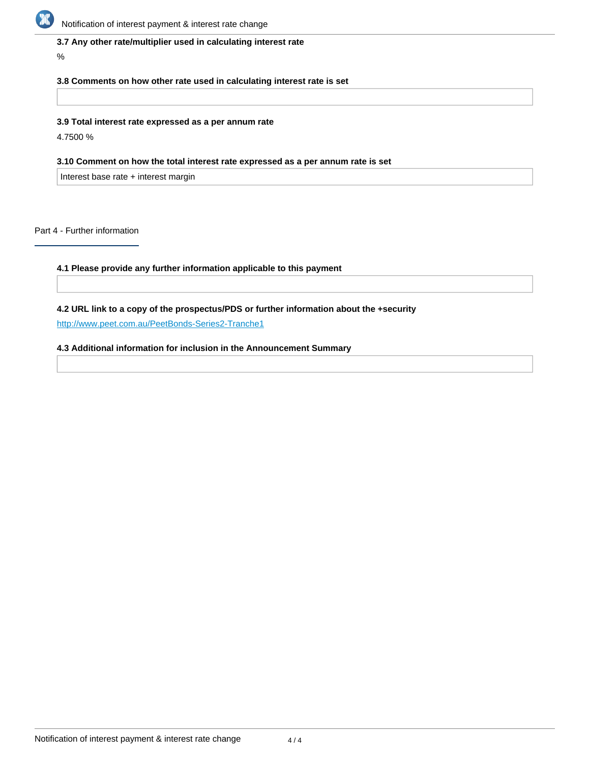**3.7 Any other rate/multiplier used in calculating interest rate**

%

**3.8 Comments on how other rate used in calculating interest rate is set**

**3.9 Total interest rate expressed as a per annum rate**

4.7500 %

**3.10 Comment on how the total interest rate expressed as a per annum rate is set**

Interest base rate + interest margin

## Part 4 - Further information

**4.1 Please provide any further information applicable to this payment**

**4.2 URL link to a copy of the prospectus/PDS or further information about the +security**

http://www.peet.com.au/PeetBonds-Series2-Tranche1

**4.3 Additional information for inclusion in the Announcement Summary**